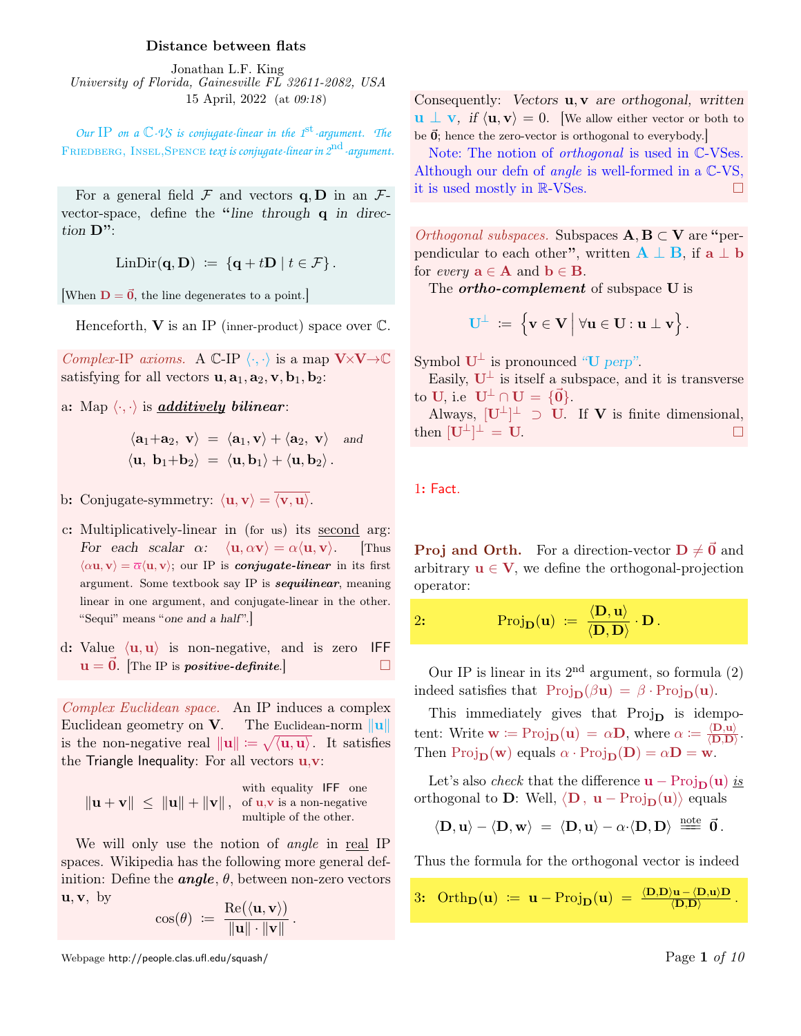# Distance between flats

Jonathan L.F. King
*University of Florida, Gainesville FL 32611-2082, USA*
15 April, 2022 (at *09:18*)

*Our IP on a $\mathbb{C}$-$\mathcal{VS}$ is conjugate-linear in the 1st-argument. The* FRIEDBERG, INSEL, SPENCE *text is conjugate-linear in 2nd-argument.*

For a general field $\mathcal{F}$ and vectors $\mathbf{q}, \mathbf{D}$ in an $\mathcal{F}$-vector-space, define the "*line through* $\mathbf{q}$ *in direction* $\mathbf{D}$":

$$\mathrm{LinDir}(\mathbf{q}, \mathbf{D}) := \{\mathbf{q} + t\mathbf{D} \mid t \in \mathcal{F}\}.$$

[When $\mathbf{D} = \vec{\mathbf{0}}$, the line degenerates to a point.]

Henceforth, $\mathbf{V}$ is an IP (inner-product) space over $\mathbb{C}$.

*Complex-IP axioms.* A $\mathbb{C}$-IP $\langle \cdot, \cdot \rangle$ is a map $\mathbf{V} \times \mathbf{V} \to \mathbb{C}$ satisfying for all vectors $\mathbf{u}, \mathbf{a}_1, \mathbf{a}_2, \mathbf{v}, \mathbf{b}_1, \mathbf{b}_2$:

a: Map $\langle \cdot, \cdot \rangle$ is ***additively* bilinear**:

$$\langle \mathbf{a}_1 + \mathbf{a}_2, \mathbf{v} \rangle = \langle \mathbf{a}_1, \mathbf{v} \rangle + \langle \mathbf{a}_2, \mathbf{v} \rangle \quad \textit{and}$$
$$\langle \mathbf{u}, \mathbf{b}_1 + \mathbf{b}_2 \rangle = \langle \mathbf{u}, \mathbf{b}_1 \rangle + \langle \mathbf{u}, \mathbf{b}_2 \rangle.$$

b: Conjugate-symmetry: $\langle \mathbf{u}, \mathbf{v} \rangle = \overline{\langle \mathbf{v}, \mathbf{u} \rangle}$.

c: Multiplicatively-linear in (for us) its second arg: *For each scalar* $\alpha$: $\langle \mathbf{u}, \alpha\mathbf{v} \rangle = \alpha \langle \mathbf{u}, \mathbf{v} \rangle$. [Thus $\langle \alpha\mathbf{u}, \mathbf{v} \rangle = \overline{\alpha} \langle \mathbf{u}, \mathbf{v} \rangle$; our IP is ***conjugate-linear*** in its first argument. Some textbook say IP is ***sequilinear***, meaning linear in one argument, and conjugate-linear in the other. "Sequi" means "*one and a half*".]

d: Value $\langle \mathbf{u}, \mathbf{u} \rangle$ is non-negative, and is zero IFF $\mathbf{u} = \vec{\mathbf{0}}$. [The IP is ***positive-definite***.] □

*Complex Euclidean space.* An IP induces a complex Euclidean geometry on $\mathbf{V}$. The Euclidean-norm $\|\mathbf{u}\|$ is the non-negative real $\|\mathbf{u}\| := \sqrt{\langle \mathbf{u}, \mathbf{u} \rangle}$. It satisfies the Triangle Inequality: For all vectors $\mathbf{u}, \mathbf{v}$:

$$\|\mathbf{u} + \mathbf{v}\| \leq \|\mathbf{u}\| + \|\mathbf{v}\|,$$

with equality IFF one of $\mathbf{u}, \mathbf{v}$ is a non-negative multiple of the other.

We will only use the notion of *angle* in real IP spaces. Wikipedia has the following more general definition: Define the ***angle***, $\theta$, between non-zero vectors $\mathbf{u}, \mathbf{v}$, by

$$\cos(\theta) := \frac{\mathrm{Re}(\langle \mathbf{u}, \mathbf{v} \rangle)}{\|\mathbf{u}\| \cdot \|\mathbf{v}\|}.$$

Consequently: *Vectors* $\mathbf{u}, \mathbf{v}$ *are orthogonal, written* $\mathbf{u} \perp \mathbf{v}$, *if* $\langle \mathbf{u}, \mathbf{v} \rangle = 0$. [We allow either vector or both to be $\vec{\mathbf{0}}$; hence the zero-vector is orthogonal to everybody.]

Note: The notion of *orthogonal* is used in $\mathbb{C}$-VSes. Although our defn of *angle* is well-formed in a $\mathbb{C}$-VS, it is used mostly in $\mathbb{R}$-VSes. □

*Orthogonal subspaces.* Subspaces $\mathbf{A}, \mathbf{B} \subset \mathbf{V}$ are "perpendicular to each other", written $\mathbf{A} \perp \mathbf{B}$, if $\mathbf{a} \perp \mathbf{b}$ for *every* $\mathbf{a} \in \mathbf{A}$ and $\mathbf{b} \in \mathbf{B}$.

The ***ortho-complement*** of subspace $\mathbf{U}$ is

$$\mathbf{U}^\perp := \left\{ \mathbf{v} \in \mathbf{V} \,\middle|\, \forall \mathbf{u} \in \mathbf{U} : \mathbf{u} \perp \mathbf{v} \right\}.$$

Symbol $\mathbf{U}^\perp$ is pronounced "$\mathbf{U}$ *perp*".

Easily, $\mathbf{U}^\perp$ is itself a subspace, and it is transverse to $\mathbf{U}$, i.e $\mathbf{U}^\perp \cap \mathbf{U} = \{\vec{\mathbf{0}}\}$.

Always, $[\mathbf{U}^\perp]^\perp \supset \mathbf{U}$. If $\mathbf{V}$ is finite dimensional, then $[\mathbf{U}^\perp]^\perp = \mathbf{U}$. □

1: Fact.

**Proj and Orth.** For a direction-vector $\mathbf{D} \neq \vec{\mathbf{0}}$ and arbitrary $\mathbf{u} \in \mathbf{V}$, we define the orthogonal-projection operator:

$$\textbf{2:} \qquad \mathrm{Proj}_{\mathbf{D}}(\mathbf{u}) := \frac{\langle \mathbf{D}, \mathbf{u} \rangle}{\langle \mathbf{D}, \mathbf{D} \rangle} \cdot \mathbf{D}.$$

Our IP is linear in its 2nd argument, so formula (2) indeed satisfies that $\mathrm{Proj}_{\mathbf{D}}(\beta\mathbf{u}) = \beta \cdot \mathrm{Proj}_{\mathbf{D}}(\mathbf{u})$.

This immediately gives that $\mathrm{Proj}_{\mathbf{D}}$ is idempotent: Write $\mathbf{w} := \mathrm{Proj}_{\mathbf{D}}(\mathbf{u}) = \alpha\mathbf{D}$, where $\alpha := \frac{\langle \mathbf{D}, \mathbf{u} \rangle}{\langle \mathbf{D}, \mathbf{D} \rangle}$. Then $\mathrm{Proj}_{\mathbf{D}}(\mathbf{w})$ equals $\alpha \cdot \mathrm{Proj}_{\mathbf{D}}(\mathbf{D}) = \alpha\mathbf{D} = \mathbf{w}$.

Let's also *check* that the difference $\mathbf{u} - \mathrm{Proj}_{\mathbf{D}}(\mathbf{u})$ *is* orthogonal to $\mathbf{D}$: Well, $\langle \mathbf{D}, \mathbf{u} - \mathrm{Proj}_{\mathbf{D}}(\mathbf{u}) \rangle$ equals

$$\langle \mathbf{D}, \mathbf{u} \rangle - \langle \mathbf{D}, \mathbf{w} \rangle = \langle \mathbf{D}, \mathbf{u} \rangle - \alpha \cdot \langle \mathbf{D}, \mathbf{D} \rangle \stackrel{\text{note}}{=\!=} \vec{\mathbf{0}}.$$

Thus the formula for the orthogonal vector is indeed

$$\textbf{3:} \quad \mathrm{Orth}_{\mathbf{D}}(\mathbf{u}) := \mathbf{u} - \mathrm{Proj}_{\mathbf{D}}(\mathbf{u}) = \frac{\langle \mathbf{D}, \mathbf{D} \rangle \mathbf{u} - \langle \mathbf{D}, \mathbf{u} \rangle \mathbf{D}}{\langle \mathbf{D}, \mathbf{D} \rangle}.$$

Webpage http://people.clas.ufl.edu/squash/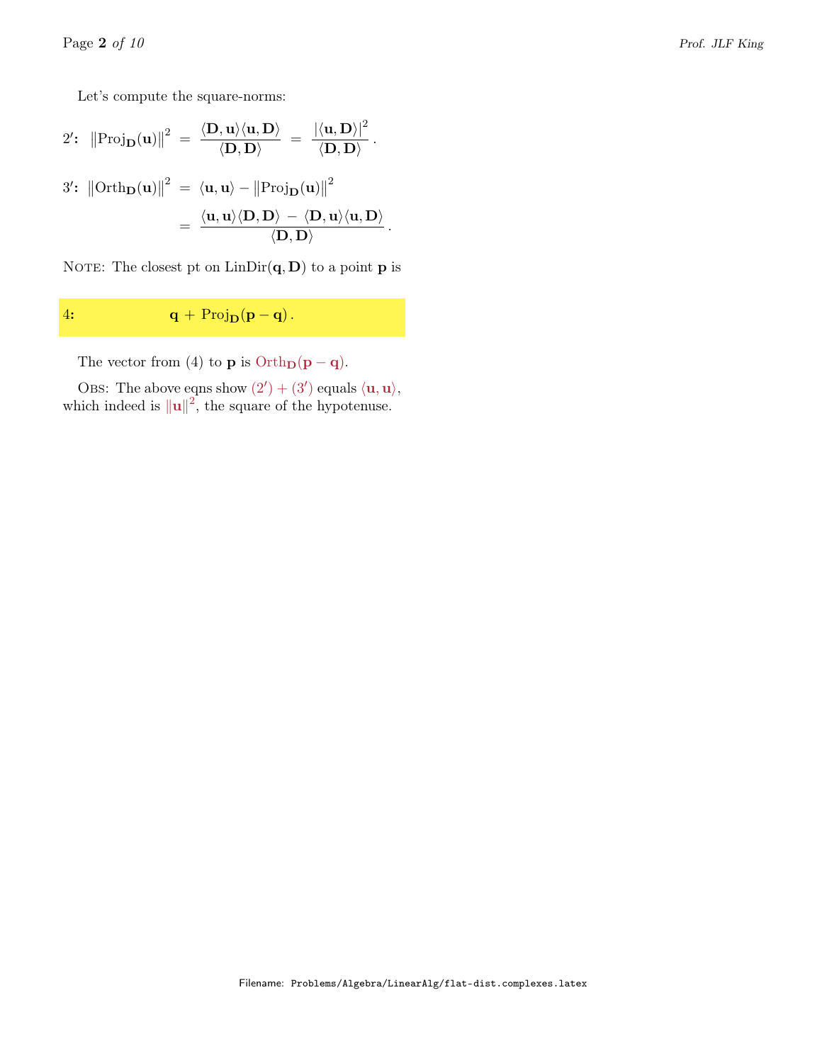Let's compute the square-norms:

$$2'\textbf{:}\quad \left\|\text{Proj}_{\mathbf{D}}(\mathbf{u})\right\|^2 \;=\; \frac{\langle \mathbf{D},\mathbf{u}\rangle\langle \mathbf{u},\mathbf{D}\rangle}{\langle \mathbf{D},\mathbf{D}\rangle} \;=\; \frac{|\langle \mathbf{u},\mathbf{D}\rangle|^2}{\langle \mathbf{D},\mathbf{D}\rangle}\,.$$

$$3'\textbf{:}\quad \left\|\text{Orth}_{\mathbf{D}}(\mathbf{u})\right\|^2 \;=\; \langle \mathbf{u},\mathbf{u}\rangle - \left\|\text{Proj}_{\mathbf{D}}(\mathbf{u})\right\|^2$$

$$\;=\; \frac{\langle \mathbf{u},\mathbf{u}\rangle\langle \mathbf{D},\mathbf{D}\rangle \;-\; \langle \mathbf{D},\mathbf{u}\rangle\langle \mathbf{u},\mathbf{D}\rangle}{\langle \mathbf{D},\mathbf{D}\rangle}\,.$$

NOTE: The closest pt on $\text{LinDir}(\mathbf{q},\mathbf{D})$ to a point $\mathbf{p}$ is

$$4\textbf{:}\qquad \mathbf{q} + \text{Proj}_{\mathbf{D}}(\mathbf{p}-\mathbf{q})\,.$$

The vector from (4) to $\mathbf{p}$ is $\text{Orth}_{\mathbf{D}}(\mathbf{p}-\mathbf{q})$.

OBS: The above eqns show $(2') + (3')$ equals $\langle \mathbf{u},\mathbf{u}\rangle$, which indeed is $\|\mathbf{u}\|^2$, the square of the hypotenuse.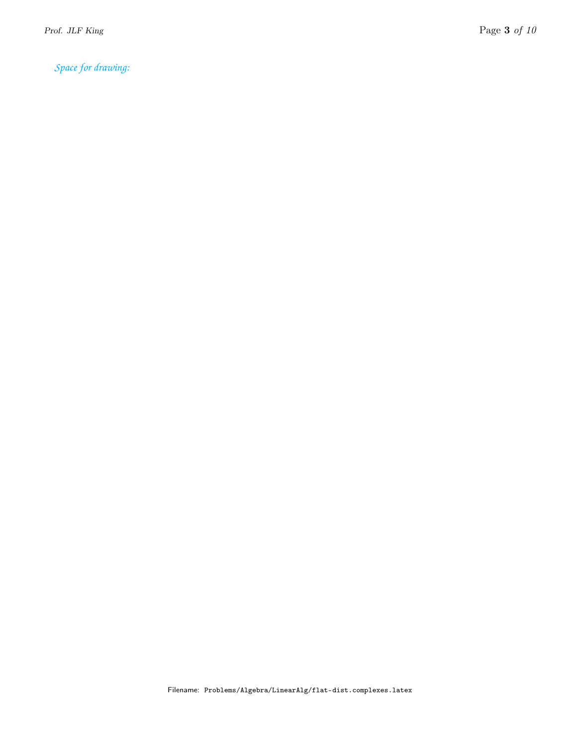*Space for drawing:*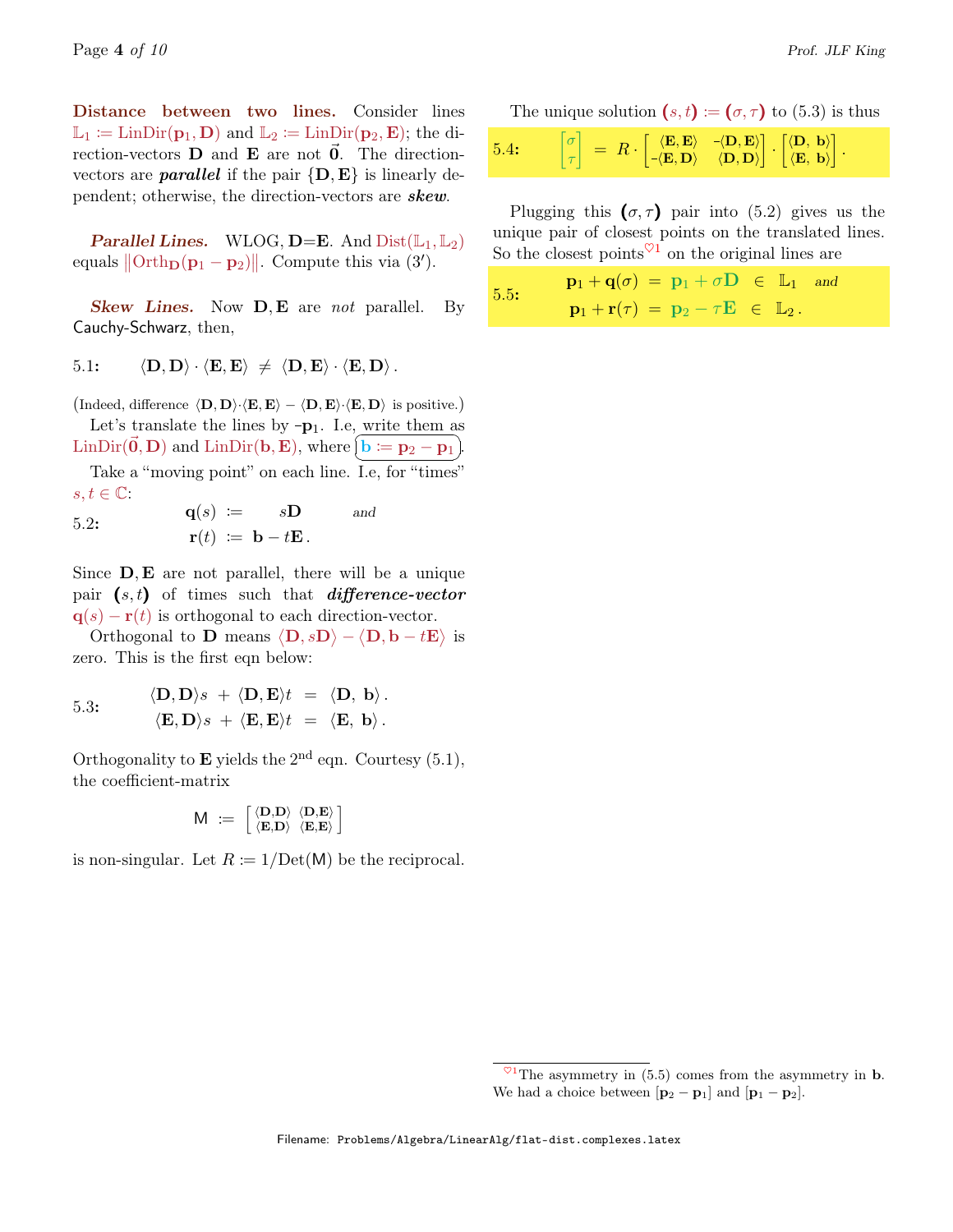**Distance between two lines.** Consider lines $\mathbb{L}_1 := \mathrm{LinDir}(\mathbf{p}_1, \mathbf{D})$ and $\mathbb{L}_2 := \mathrm{LinDir}(\mathbf{p}_2, \mathbf{E})$; the direction-vectors $\mathbf{D}$ and $\mathbf{E}$ are not $\vec{\mathbf{0}}$. The direction-vectors are ***parallel*** if the pair $\{\mathbf{D}, \mathbf{E}\}$ is linearly dependent; otherwise, the direction-vectors are ***skew***.

***Parallel Lines.*** WLOG, $\mathbf{D}{=}\mathbf{E}$. And $\mathrm{Dist}(\mathbb{L}_1, \mathbb{L}_2)$ equals $\|\mathrm{Orth}_{\mathbf{D}}(\mathbf{p}_1 - \mathbf{p}_2)\|$. Compute this via (3′).

***Skew Lines.*** Now $\mathbf{D}, \mathbf{E}$ are *not* parallel. By Cauchy-Schwarz, then,

5.1: $$\langle \mathbf{D}, \mathbf{D}\rangle \cdot \langle \mathbf{E}, \mathbf{E}\rangle \neq \langle \mathbf{D}, \mathbf{E}\rangle \cdot \langle \mathbf{E}, \mathbf{D}\rangle.$$

(Indeed, difference $\langle \mathbf{D}, \mathbf{D}\rangle \cdot \langle \mathbf{E}, \mathbf{E}\rangle - \langle \mathbf{D}, \mathbf{E}\rangle \cdot \langle \mathbf{E}, \mathbf{D}\rangle$ is positive.)

Let's translate the lines by $-\mathbf{p}_1$. I.e, write them as $\mathrm{LinDir}(\vec{\mathbf{0}}, \mathbf{D})$ and $\mathrm{LinDir}(\mathbf{b}, \mathbf{E})$, where $\boxed{\mathbf{b} := \mathbf{p}_2 - \mathbf{p}_1}$.

Take a "moving point" on each line. I.e, for "times" $s, t \in \mathbb{C}$:

5.2: $$\mathbf{q}(s) := s\mathbf{D} \quad \textit{and} \qquad \mathbf{r}(t) := \mathbf{b} - t\mathbf{E}.$$

Since $\mathbf{D}, \mathbf{E}$ are not parallel, there will be a unique pair $(s, t)$ of times such that ***difference-vector*** $\mathbf{q}(s) - \mathbf{r}(t)$ is orthogonal to each direction-vector.

Orthogonal to $\mathbf{D}$ means $\langle \mathbf{D}, s\mathbf{D}\rangle - \langle \mathbf{D}, \mathbf{b} - t\mathbf{E}\rangle$ is zero. This is the first eqn below:

5.3: $$\begin{aligned} \langle \mathbf{D}, \mathbf{D}\rangle s + \langle \mathbf{D}, \mathbf{E}\rangle t &= \langle \mathbf{D}, \mathbf{b}\rangle. \\ \langle \mathbf{E}, \mathbf{D}\rangle s + \langle \mathbf{E}, \mathbf{E}\rangle t &= \langle \mathbf{E}, \mathbf{b}\rangle. \end{aligned}$$

Orthogonality to $\mathbf{E}$ yields the 2nd eqn. Courtesy (5.1), the coefficient-matrix

$$\mathsf{M} := \begin{bmatrix} \langle \mathbf{D}, \mathbf{D}\rangle & \langle \mathbf{D}, \mathbf{E}\rangle \\ \langle \mathbf{E}, \mathbf{D}\rangle & \langle \mathbf{E}, \mathbf{E}\rangle \end{bmatrix}$$

is non-singular. Let $R := 1/\mathrm{Det}(\mathsf{M})$ be the reciprocal.

The unique solution $(s, t) := (\sigma, \tau)$ to (5.3) is thus

5.4: $$\begin{bmatrix} \sigma \\ \tau \end{bmatrix} = R \cdot \begin{bmatrix} \langle \mathbf{E}, \mathbf{E}\rangle & -\langle \mathbf{D}, \mathbf{E}\rangle \\ -\langle \mathbf{E}, \mathbf{D}\rangle & \langle \mathbf{D}, \mathbf{D}\rangle \end{bmatrix} \cdot \begin{bmatrix} \langle \mathbf{D}, \mathbf{b}\rangle \\ \langle \mathbf{E}, \mathbf{b}\rangle \end{bmatrix}.$$

Plugging this $(\sigma, \tau)$ pair into (5.2) gives us the unique pair of closest points on the translated lines. So the closest points[♡1] on the original lines are

5.5: $$\begin{aligned} \mathbf{p}_1 + \mathbf{q}(\sigma) &= \mathbf{p}_1 + \sigma\mathbf{D} \in \mathbb{L}_1 \quad \textit{and} \\ \mathbf{p}_1 + \mathbf{r}(\tau) &= \mathbf{p}_2 - \tau\mathbf{E} \in \mathbb{L}_2. \end{aligned}$$

[♡1] The asymmetry in (5.5) comes from the asymmetry in $\mathbf{b}$. We had a choice between $[\mathbf{p}_2 - \mathbf{p}_1]$ and $[\mathbf{p}_1 - \mathbf{p}_2]$.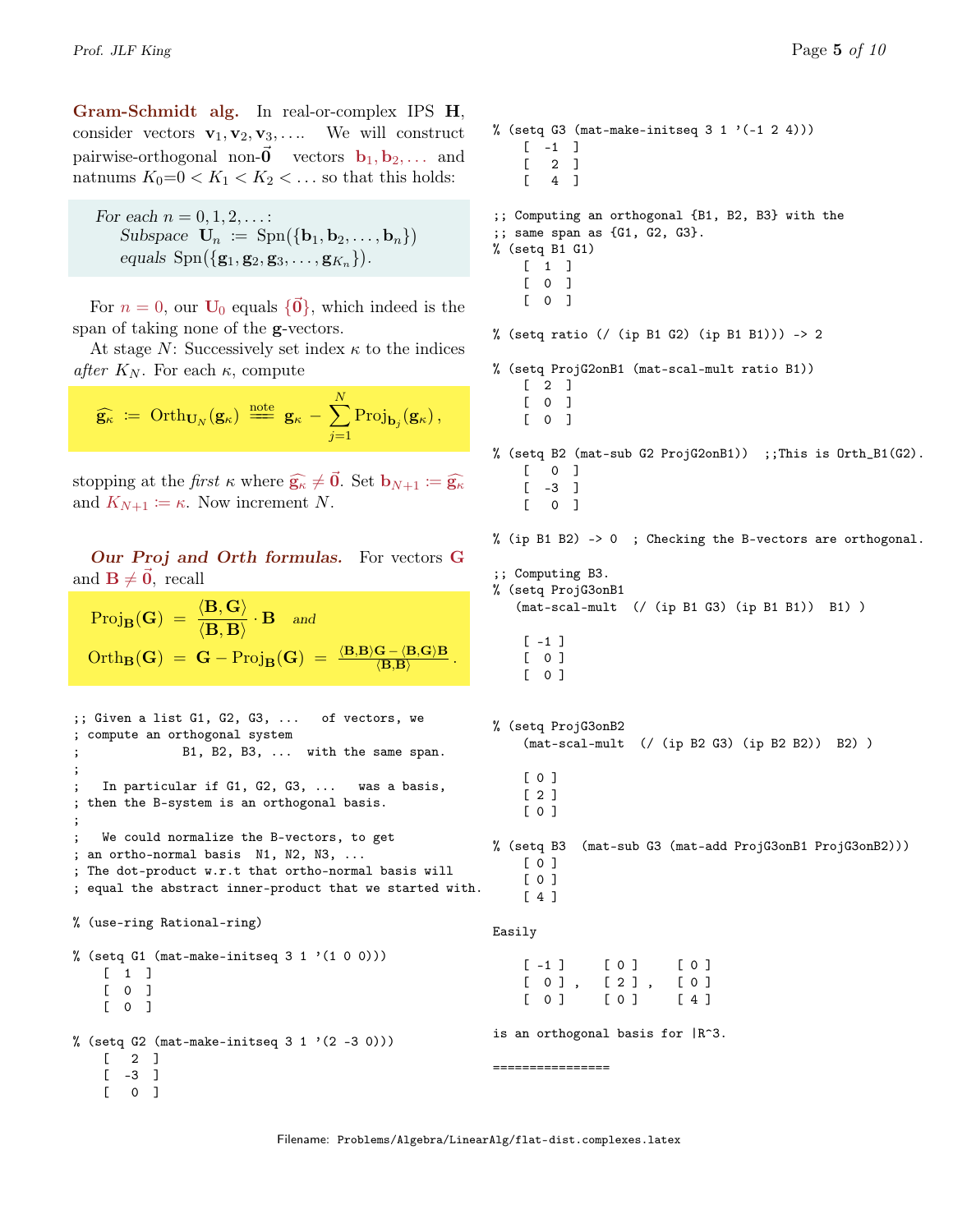**Gram-Schmidt alg.** In real-or-complex IPS $\mathbf{H}$, consider vectors $\mathbf{v}_1, \mathbf{v}_2, \mathbf{v}_3, \ldots$. We will construct pairwise-orthogonal non-$\vec{\mathbf{0}}$ vectors $\mathbf{b}_1, \mathbf{b}_2, \ldots$ and natnums $K_0{=}0 < K_1 < K_2 < \ldots$ so that this holds:

> *For each* $n = 0, 1, 2, \ldots$:
> *Subspace* $\mathbf{U}_n := \operatorname{Spn}(\{\mathbf{b}_1, \mathbf{b}_2, \ldots, \mathbf{b}_n\})$
> *equals* $\operatorname{Spn}(\{\mathbf{g}_1, \mathbf{g}_2, \mathbf{g}_3, \ldots, \mathbf{g}_{K_n}\})$.

For $n = 0$, our $\mathbf{U}_0$ equals $\{\vec{\mathbf{0}}\}$, which indeed is the span of taking none of the $\mathbf{g}$-vectors.

At stage $N$: Successively set index $\kappa$ to the indices *after* $K_N$. For each $\kappa$, compute

$$\widehat{\mathbf{g}_\kappa} := \operatorname{Orth}_{\mathbf{U}_N}(\mathbf{g}_\kappa) \stackrel{\text{note}}{=\!=} \mathbf{g}_\kappa - \sum_{j=1}^{N} \operatorname{Proj}_{\mathbf{b}_j}(\mathbf{g}_\kappa),$$

stopping at the *first* $\kappa$ where $\widehat{\mathbf{g}_\kappa} \neq \vec{\mathbf{0}}$. Set $\mathbf{b}_{N+1} := \widehat{\mathbf{g}_\kappa}$ and $K_{N+1} := \kappa$. Now increment $N$.

***Our Proj and Orth formulas.*** For vectors $\mathbf{G}$ and $\mathbf{B} \neq \vec{\mathbf{0}}$, recall

$$\operatorname{Proj}_{\mathbf{B}}(\mathbf{G}) = \frac{\langle \mathbf{B}, \mathbf{G}\rangle}{\langle \mathbf{B}, \mathbf{B}\rangle} \cdot \mathbf{B} \quad \text{and}$$

$$\operatorname{Orth}_{\mathbf{B}}(\mathbf{G}) = \mathbf{G} - \operatorname{Proj}_{\mathbf{B}}(\mathbf{G}) = \frac{\langle \mathbf{B},\mathbf{B}\rangle \mathbf{G} - \langle \mathbf{B},\mathbf{G}\rangle \mathbf{B}}{\langle \mathbf{B},\mathbf{B}\rangle}.$$

```
;; Given a list G1, G2, G3, ...   of vectors, we
; compute an orthogonal system
;             B1, B2, B3, ...  with the same span.
;
;   In particular if G1, G2, G3, ...  was a basis,
; then the B-system is an orthogonal basis.
;
;   We could normalize the B-vectors, to get
; an ortho-normal basis  N1, N2, N3, ...
; The dot-product w.r.t that ortho-normal basis will
; equal the abstract inner-product that we started with.

% (use-ring Rational-ring)

% (setq G1 (mat-make-initseq 3 1 '(1 0 0)))
    [  1  ]
    [  0  ]
    [  0  ]

% (setq G2 (mat-make-initseq 3 1 '(2 -3 0)))
    [   2  ]
    [  -3  ]
    [   0  ]

% (setq G3 (mat-make-initseq 3 1 '(-1 2 4)))
    [  -1  ]
    [   2  ]
    [   4  ]

;; Computing an orthogonal {B1, B2, B3} with the
;; same span as {G1, G2, G3}.
% (setq B1 G1)
    [  1  ]
    [  0  ]
    [  0  ]

% (setq ratio (/ (ip B1 G2) (ip B1 B1))) -> 2

% (setq ProjG2onB1 (mat-scal-mult ratio B1))
    [  2  ]
    [  0  ]
    [  0  ]

% (setq B2 (mat-sub G2 ProjG2onB1))  ;;This is Orth_B1(G2).
    [   0  ]
    [  -3  ]
    [   0  ]

% (ip B1 B2) -> 0  ; Checking the B-vectors are orthogonal.

;; Computing B3.
% (setq ProjG3onB1
   (mat-scal-mult  (/ (ip B1 G3) (ip B1 B1))  B1) )

    [ -1 ]
    [  0 ]
    [  0 ]

% (setq ProjG3onB2
    (mat-scal-mult  (/ (ip B2 G3) (ip B2 B2))  B2) )

    [ 0 ]
    [ 2 ]
    [ 0 ]

% (setq B3  (mat-sub G3 (mat-add ProjG3onB1 ProjG3onB2)))
    [ 0 ]
    [ 0 ]
    [ 4 ]

Easily

    [ -1 ]     [ 0 ]     [ 0 ]
    [  0 ] ,   [ 2 ] ,   [ 0 ]
    [  0 ]     [ 0 ]     [ 4 ]

is an orthogonal basis for |R^3.

================
```

Filename: Problems/Algebra/LinearAlg/flat-dist.complexes.latex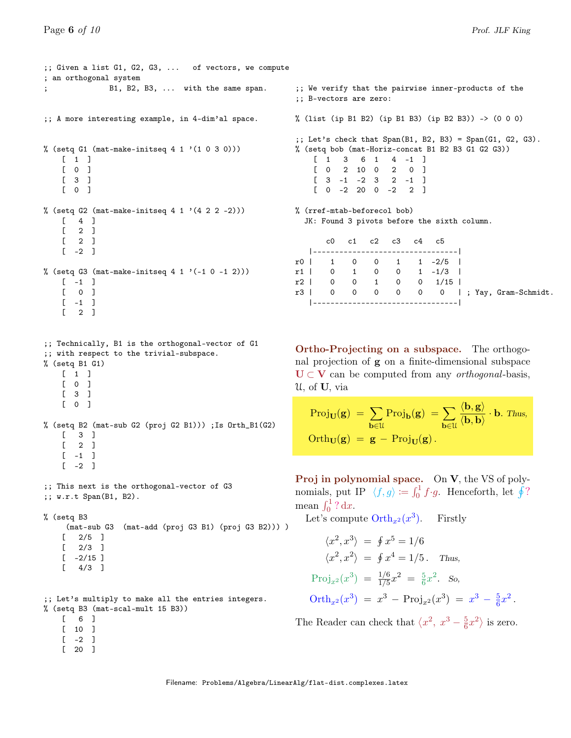```
;; Given a list G1, G2, G3, ...   of vectors, we compute
; an orthogonal system
;              B1, B2, B3, ...  with the same span.

;; A more interesting example, in 4-dim'al space.

% (setq G1 (mat-make-initseq 4 1 '(1 0 3 0)))
    [  1  ]
    [  0  ]
    [  3  ]
    [  0  ]

% (setq G2 (mat-make-initseq 4 1 '(4 2 2 -2)))
    [   4  ]
    [   2  ]
    [   2  ]
    [  -2  ]

% (setq G3 (mat-make-initseq 4 1 '(-1 0 -1 2)))
    [  -1  ]
    [   0  ]
    [  -1  ]
    [   2  ]

;; Technically, B1 is the orthogonal-vector of G1
;; with respect to the trivial-subspace.
% (setq B1 G1)
    [  1  ]
    [  0  ]
    [  3  ]
    [  0  ]

% (setq B2 (mat-sub G2 (proj G2 B1))) ;Is Orth_B1(G2)
    [   3  ]
    [   2  ]
    [  -1  ]
    [  -2  ]

;; This next is the orthogonal-vector of G3
;; w.r.t Span(B1, B2).

% (setq B3
     (mat-sub G3  (mat-add (proj G3 B1) (proj G3 B2))) )
    [   2/5  ]
    [   2/3  ]
    [  -2/15 ]
    [   4/3  ]

;; Let's multiply to make all the entries integers.
% (setq B3 (mat-scal-mult 15 B3))
    [   6  ]
    [  10  ]
    [  -2  ]
    [  20  ]

;; We verify that the pairwise inner-products of the
;; B-vectors are zero:

% (list (ip B1 B2) (ip B1 B3) (ip B2 B3)) -> (0 0 0)

;; Let's check that Span(B1, B2, B3) = Span(G1, G2, G3).
% (setq bob (mat-Horiz-concat B1 B2 B3 G1 G2 G3))
    [  1   3   6  1   4  -1  ]
    [  0   2  10  0   2   0  ]
    [  3  -1  -2  3   2  -1  ]
    [  0  -2  20  0  -2   2  ]

% (rref-mtab-beforecol bob)
  JK: Found 3 pivots before the sixth column.

        c0   c1   c2   c3   c4   c5
    |---------------------------------|
r0  |    1    0    0    1    1  -2/5  |
r1  |    0    1    0    0    1  -1/3  |
r2  |    0    0    1    0    0   1/15 |
r3  |    0    0    0    0    0    0   | ; Yay, Gram-Schmidt.
    |---------------------------------|
```

**Ortho-Projecting on a subspace.** The orthogonal projection of $\mathbf{g}$ on a finite-dimensional subspace $\mathbf{U} \subset \mathbf{V}$ can be computed from any *orthogonal*-basis, $\mathcal{U}$, of $\mathbf{U}$, via

$$\operatorname{Proj}_{\mathbf{U}}(\mathbf{g}) \;=\; \sum_{\mathbf{b}\in\mathcal{U}} \operatorname{Proj}_{\mathbf{b}}(\mathbf{g}) \;=\; \sum_{\mathbf{b}\in\mathcal{U}} \frac{\langle \mathbf{b}, \mathbf{g}\rangle}{\langle \mathbf{b}, \mathbf{b}\rangle} \cdot \mathbf{b}. \textit{ Thus,}$$

$$\operatorname{Orth}_{\mathbf{U}}(\mathbf{g}) \;=\; \mathbf{g} \;-\; \operatorname{Proj}_{\mathbf{U}}(\mathbf{g}).$$

**Proj in polynomial space.** On $\mathbf{V}$, the VS of polynomials, put IP $\langle f, g\rangle := \int_0^1 f\cdot g$. Henceforth, let $\oint ?$ mean $\int_0^1 ?\,\mathrm{d}x$.

Let's compute $\operatorname{Orth}_{x^2}(x^3)$. Firstly

$$\langle x^2, x^3\rangle \;=\; \oint x^5 = 1/6$$
$$\langle x^2, x^2\rangle \;=\; \oint x^4 = 1/5\,. \quad \textit{Thus,}$$
$$\operatorname{Proj}_{x^2}(x^3) \;=\; \tfrac{1/6}{1/5}x^2 \;=\; \tfrac{5}{6}x^2. \quad \textit{So,}$$
$$\operatorname{Orth}_{x^2}(x^3) \;=\; x^3 \;-\; \operatorname{Proj}_{x^2}(x^3) \;=\; x^3 \;-\; \tfrac{5}{6}x^2\,.$$

The Reader can check that $\langle x^2,\; x^3 - \tfrac{5}{6}x^2\rangle$ is zero.

Filename: Problems/Algebra/LinearAlg/flat-dist.complexes.latex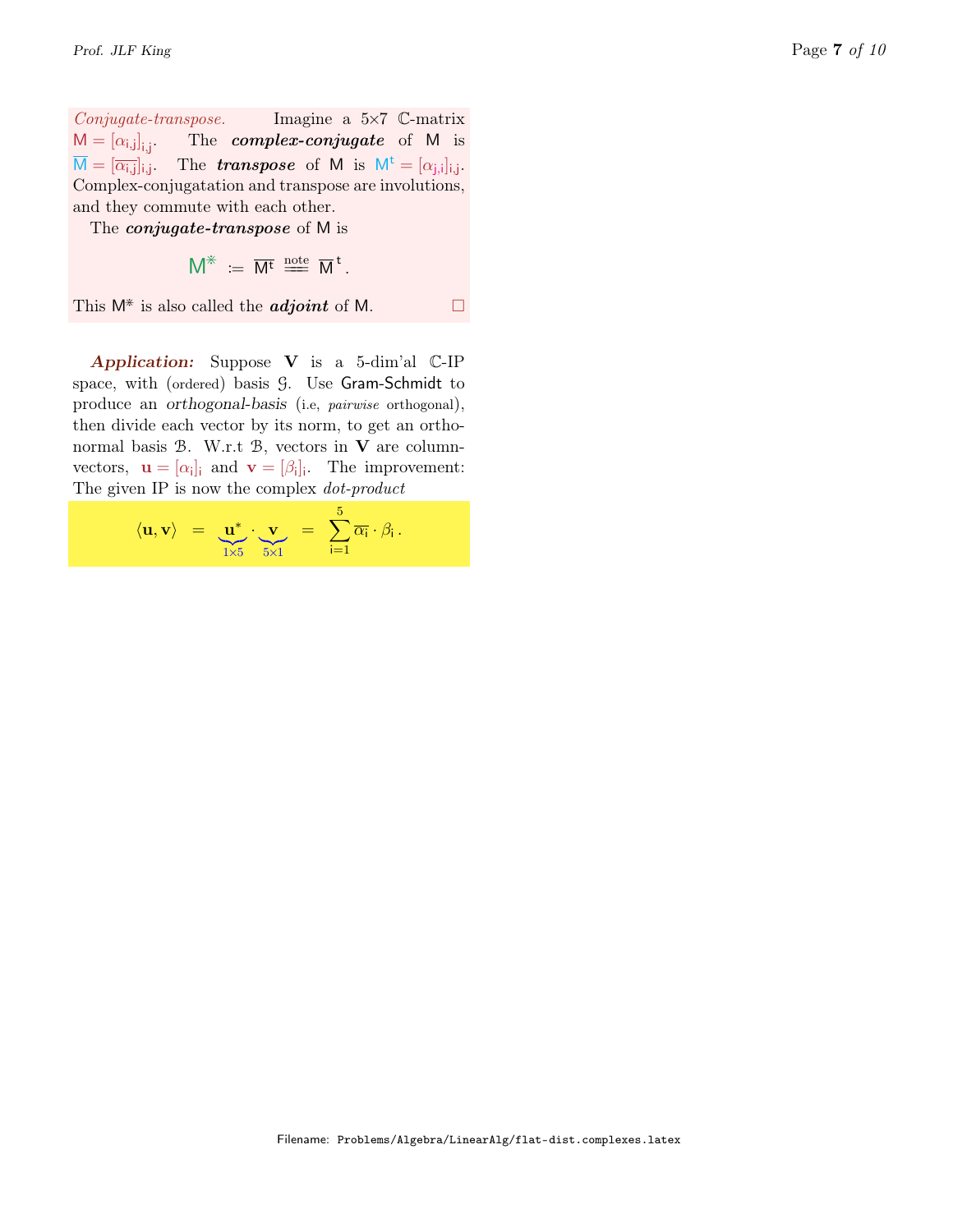*Conjugate-transpose.* Imagine a 5×7 $\mathbb{C}$-matrix $\mathsf{M} = [\alpha_{i,j}]_{i,j}$. The ***complex-conjugate*** of $\mathsf{M}$ is $\overline{\mathsf{M}} = [\overline{\alpha_{i,j}}]_{i,j}$. The ***transpose*** of $\mathsf{M}$ is $\mathsf{M}^t = [\alpha_{j,i}]_{i,j}$. Complex-conjugatation and transpose are involutions, and they commute with each other.

The ***conjugate-transpose*** of $\mathsf{M}$ is

$$\mathsf{M}^* := \overline{\mathsf{M}^t} \stackrel{\text{note}}{=\!=} \overline{\mathsf{M}}^{\,t}.$$

This $\mathsf{M}^*$ is also called the ***adjoint*** of $\mathsf{M}$. □

***Application:*** Suppose $\mathbf{V}$ is a 5-dim'al $\mathbb{C}$-IP space, with (ordered) basis $\mathcal{G}$. Use Gram-Schmidt to produce an *orthogonal-basis* (i.e, *pairwise* orthogonal), then divide each vector by its norm, to get an orthonormal basis $\mathcal{B}$. W.r.t $\mathcal{B}$, vectors in $\mathbf{V}$ are column-vectors, $\mathbf{u} = [\alpha_i]_i$ and $\mathbf{v} = [\beta_i]_i$. The improvement: The given IP is now the complex *dot-product*

$$\langle \mathbf{u}, \mathbf{v} \rangle \;=\; \underbrace{\mathbf{u}^*}_{1\times 5} \cdot \underbrace{\mathbf{v}}_{5\times 1} \;=\; \sum_{i=1}^{5} \overline{\alpha_i} \cdot \beta_i \,.$$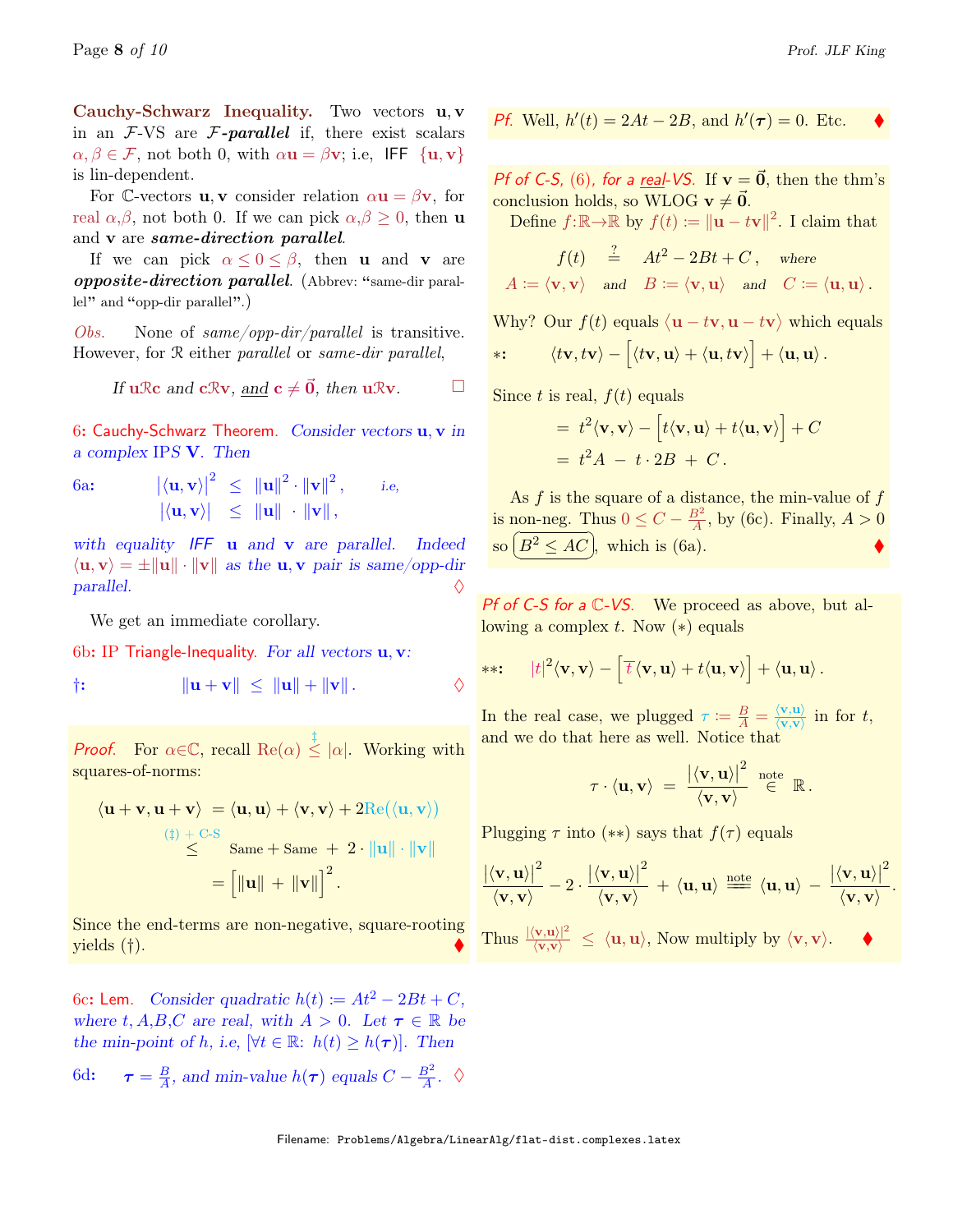**Cauchy-Schwarz Inequality.** Two vectors $\mathbf{u}, \mathbf{v}$ in an $\mathcal{F}$-VS are ***$\mathcal{F}$-parallel*** if, there exist scalars $\alpha, \beta \in \mathcal{F}$, not both 0, with $\alpha\mathbf{u} = \beta\mathbf{v}$; i.e, IFF $\{\mathbf{u}, \mathbf{v}\}$ is lin-dependent.

For $\mathbb{C}$-vectors $\mathbf{u}, \mathbf{v}$ consider relation $\alpha\mathbf{u} = \beta\mathbf{v}$, for real $\alpha,\beta$, not both 0. If we can pick $\alpha, \beta \geq 0$, then $\mathbf{u}$ and $\mathbf{v}$ are ***same-direction parallel***.

If we can pick $\alpha \leq 0 \leq \beta$, then $\mathbf{u}$ and $\mathbf{v}$ are ***opposite-direction parallel***. (Abbrev: "same-dir parallel" and "opp-dir parallel".)

*Obs.* None of *same/opp-dir/parallel* is transitive. However, for $\mathcal{R}$ either *parallel* or *same-dir parallel*,

*If* $\mathbf{u}\mathcal{R}\mathbf{c}$ *and* $\mathbf{c}\mathcal{R}\mathbf{v}$, *and* $\mathbf{c} \neq \vec{\mathbf{0}}$, *then* $\mathbf{u}\mathcal{R}\mathbf{v}$. □

**6: Cauchy-Schwarz Theorem.** *Consider vectors $\mathbf{u}, \mathbf{v}$ in a complex IPS $\mathbf{V}$. Then*

6a:
$$|\langle \mathbf{u}, \mathbf{v}\rangle|^2 \leq \|\mathbf{u}\|^2 \cdot \|\mathbf{v}\|^2, \quad \textit{i.e,}$$
$$|\langle \mathbf{u}, \mathbf{v}\rangle| \leq \|\mathbf{u}\| \cdot \|\mathbf{v}\|,$$

*with equality IFF $\mathbf{u}$ and $\mathbf{v}$ are parallel. Indeed $\langle \mathbf{u}, \mathbf{v}\rangle = \pm\|\mathbf{u}\| \cdot \|\mathbf{v}\|$ as the $\mathbf{u}, \mathbf{v}$ pair is same/opp-dir parallel.* ◊

We get an immediate corollary.

**6b: IP Triangle-Inequality.** *For all vectors $\mathbf{u}, \mathbf{v}$:*

†:
$$\|\mathbf{u} + \mathbf{v}\| \leq \|\mathbf{u}\| + \|\mathbf{v}\|. \quad ◊$$

*Proof.* For $\alpha \in \mathbb{C}$, recall $\mathrm{Re}(\alpha) \overset{‡}{\leq} |\alpha|$. Working with squares-of-norms:

$$\begin{aligned}
\langle \mathbf{u}+\mathbf{v}, \mathbf{u}+\mathbf{v}\rangle &= \langle \mathbf{u}, \mathbf{u}\rangle + \langle \mathbf{v}, \mathbf{v}\rangle + 2\mathrm{Re}(\langle \mathbf{u}, \mathbf{v}\rangle) \\
&\overset{(‡)\,+\,\text{C-S}}{\leq} \text{Same} + \text{Same} + 2 \cdot \|\mathbf{u}\| \cdot \|\mathbf{v}\| \\
&= \Big[\|\mathbf{u}\| + \|\mathbf{v}\|\Big]^2.
\end{aligned}$$

Since the end-terms are non-negative, square-rooting yields (†). ♦

**6c: Lem.** *Consider quadratic $h(t) := At^2 - 2Bt + C$, where $t, A, B, C$ are real, with $A > 0$. Let $\boldsymbol{\tau} \in \mathbb{R}$ be the min-point of $h$, i.e, $[\forall t \in \mathbb{R}\colon\ h(t) \geq h(\boldsymbol{\tau})]$. Then*

6d: $\boldsymbol{\tau} = \frac{B}{A}$, *and min-value $h(\boldsymbol{\tau})$ equals $C - \frac{B^2}{A}$.* ◊

*Pf.* Well, $h'(t) = 2At - 2B$, and $h'(\boldsymbol{\tau}) = 0$. Etc. ♦

*Pf of C-S, (6), for a real-VS.* If $\mathbf{v} = \vec{\mathbf{0}}$, then the thm's conclusion holds, so WLOG $\mathbf{v} \neq \vec{\mathbf{0}}$.

Define $f\colon\mathbb{R}\to\mathbb{R}$ by $f(t) := \|\mathbf{u} - t\mathbf{v}\|^2$. I claim that

$$f(t) \overset{?}{=} At^2 - 2Bt + C, \quad \textit{where}$$
$$A := \langle \mathbf{v}, \mathbf{v}\rangle \quad \textit{and} \quad B := \langle \mathbf{v}, \mathbf{u}\rangle \quad \textit{and} \quad C := \langle \mathbf{u}, \mathbf{u}\rangle.$$

Why? Our $f(t)$ equals $\langle \mathbf{u} - t\mathbf{v}, \mathbf{u} - t\mathbf{v}\rangle$ which equals

$*$:
$$\langle t\mathbf{v}, t\mathbf{v}\rangle - \Big[\langle t\mathbf{v}, \mathbf{u}\rangle + \langle \mathbf{u}, t\mathbf{v}\rangle\Big] + \langle \mathbf{u}, \mathbf{u}\rangle.$$

Since $t$ is real, $f(t)$ equals

$$\begin{aligned}
&= t^2\langle \mathbf{v}, \mathbf{v}\rangle - \Big[t\langle \mathbf{v}, \mathbf{u}\rangle + t\langle \mathbf{u}, \mathbf{v}\rangle\Big] + C \\
&= t^2 A - t \cdot 2B + C.
\end{aligned}$$

As $f$ is the square of a distance, the min-value of $f$ is non-neg. Thus $0 \leq C - \frac{B^2}{A}$, by (6c). Finally, $A > 0$ so $\boxed{B^2 \leq AC}$, which is (6a). ♦

*Pf of C-S for a $\mathbb{C}$-VS.* We proceed as above, but allowing a complex $t$. Now $(*)$ equals

$**$:
$$|t|^2\langle \mathbf{v}, \mathbf{v}\rangle - \Big[\overline{t}\langle \mathbf{v}, \mathbf{u}\rangle + t\langle \mathbf{u}, \mathbf{v}\rangle\Big] + \langle \mathbf{u}, \mathbf{u}\rangle.$$

In the real case, we plugged $\tau := \frac{B}{A} = \frac{\langle \mathbf{v}, \mathbf{u}\rangle}{\langle \mathbf{v}, \mathbf{v}\rangle}$ in for $t$, and we do that here as well. Notice that

$$\tau \cdot \langle \mathbf{u}, \mathbf{v}\rangle = \frac{|\langle \mathbf{v}, \mathbf{u}\rangle|^2}{\langle \mathbf{v}, \mathbf{v}\rangle} \overset{\text{note}}{\in} \mathbb{R}.$$

Plugging $\tau$ into $(**)$ says that $f(\tau)$ equals

$$\frac{|\langle \mathbf{v}, \mathbf{u}\rangle|^2}{\langle \mathbf{v}, \mathbf{v}\rangle} - 2 \cdot \frac{|\langle \mathbf{v}, \mathbf{u}\rangle|^2}{\langle \mathbf{v}, \mathbf{v}\rangle} + \langle \mathbf{u}, \mathbf{u}\rangle \overset{\text{note}}{=\!=} \langle \mathbf{u}, \mathbf{u}\rangle - \frac{|\langle \mathbf{v}, \mathbf{u}\rangle|^2}{\langle \mathbf{v}, \mathbf{v}\rangle}.$$

Thus $\frac{|\langle \mathbf{v}, \mathbf{u}\rangle|^2}{\langle \mathbf{v}, \mathbf{v}\rangle} \leq \langle \mathbf{u}, \mathbf{u}\rangle$, Now multiply by $\langle \mathbf{v}, \mathbf{v}\rangle$. ♦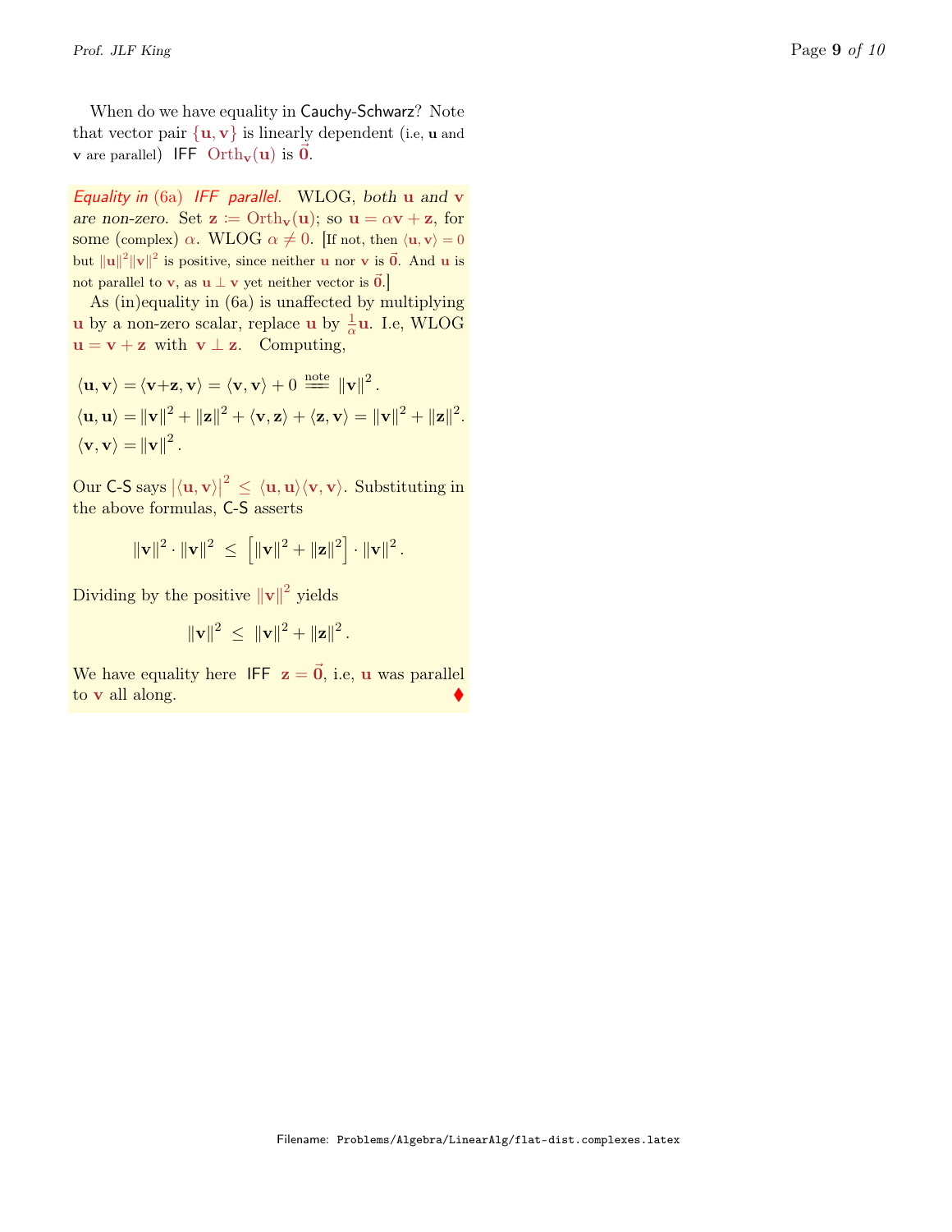When do we have equality in Cauchy-Schwarz? Note that vector pair $\{\mathbf{u}, \mathbf{v}\}$ is linearly dependent (i.e, $\mathbf{u}$ and $\mathbf{v}$ are parallel) IFF $\mathrm{Orth}_{\mathbf{v}}(\mathbf{u})$ is $\vec{\mathbf{0}}$.

*Equality in* (6a) *IFF parallel.* WLOG, *both* $\mathbf{u}$ *and* $\mathbf{v}$ *are non-zero.* Set $\mathbf{z} := \mathrm{Orth}_{\mathbf{v}}(\mathbf{u})$; so $\mathbf{u} = \alpha\mathbf{v} + \mathbf{z}$, for some (complex) $\alpha$. WLOG $\alpha \neq 0$. [If not, then $\langle \mathbf{u}, \mathbf{v}\rangle = 0$ but $\|\mathbf{u}\|^2\|\mathbf{v}\|^2$ is positive, since neither $\mathbf{u}$ nor $\mathbf{v}$ is $\vec{\mathbf{0}}$. And $\mathbf{u}$ is not parallel to $\mathbf{v}$, as $\mathbf{u} \perp \mathbf{v}$ yet neither vector is $\vec{\mathbf{0}}$.]

As (in)equality in (6a) is unaffected by multiplying $\mathbf{u}$ by a non-zero scalar, replace $\mathbf{u}$ by $\frac{1}{\alpha}\mathbf{u}$. I.e, WLOG $\mathbf{u} = \mathbf{v} + \mathbf{z}$ with $\mathbf{v} \perp \mathbf{z}$. Computing,

$$\langle \mathbf{u}, \mathbf{v}\rangle = \langle \mathbf{v}+\mathbf{z}, \mathbf{v}\rangle = \langle \mathbf{v}, \mathbf{v}\rangle + 0 \stackrel{\text{note}}{=\!=} \|\mathbf{v}\|^2.$$

$$\langle \mathbf{u}, \mathbf{u}\rangle = \|\mathbf{v}\|^2 + \|\mathbf{z}\|^2 + \langle \mathbf{v}, \mathbf{z}\rangle + \langle \mathbf{z}, \mathbf{v}\rangle = \|\mathbf{v}\|^2 + \|\mathbf{z}\|^2.$$

$$\langle \mathbf{v}, \mathbf{v}\rangle = \|\mathbf{v}\|^2.$$

Our C-S says $|\langle \mathbf{u}, \mathbf{v}\rangle|^2 \leq \langle \mathbf{u}, \mathbf{u}\rangle\langle \mathbf{v}, \mathbf{v}\rangle$. Substituting in the above formulas, C-S asserts

$$\|\mathbf{v}\|^2 \cdot \|\mathbf{v}\|^2 \;\leq\; \Big[\|\mathbf{v}\|^2 + \|\mathbf{z}\|^2\Big] \cdot \|\mathbf{v}\|^2.$$

Dividing by the positive $\|\mathbf{v}\|^2$ yields

$$\|\mathbf{v}\|^2 \;\leq\; \|\mathbf{v}\|^2 + \|\mathbf{z}\|^2.$$

We have equality here IFF $\mathbf{z} = \vec{\mathbf{0}}$, i.e, $\mathbf{u}$ was parallel to $\mathbf{v}$ all along. ♦

Filename: Problems/Algebra/LinearAlg/flat-dist.complexes.latex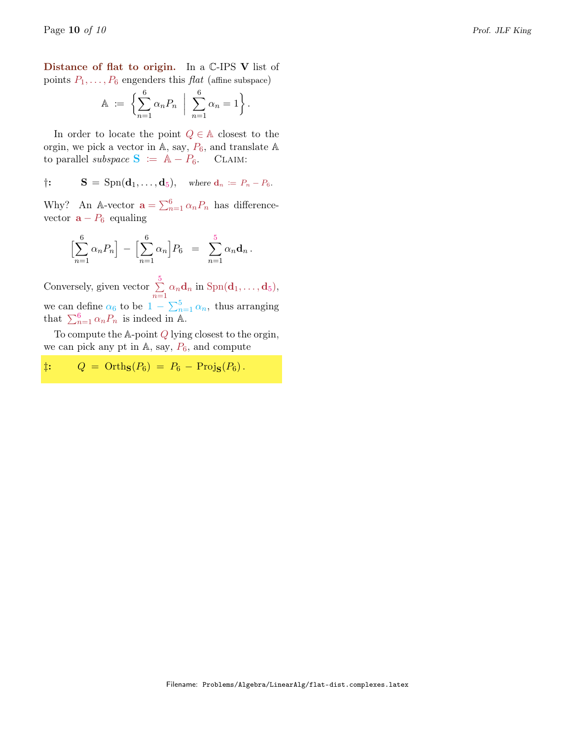**Distance of flat to origin.** In a $\mathbb{C}$-IPS $\mathbf{V}$ list of points $P_1, \ldots, P_6$ engenders this *flat* (affine subspace)

$$\mathbb{A} := \left\{ \sum_{n=1}^{6} \alpha_n P_n \;\middle|\; \sum_{n=1}^{6} \alpha_n = 1 \right\}.$$

In order to locate the point $Q \in \mathbb{A}$ closest to the orgin, we pick a vector in $\mathbb{A}$, say, $P_6$, and translate $\mathbb{A}$ to parallel *subspace* $\mathbf{S} := \mathbb{A} - P_6$. CLAIM:

†: $\quad \mathbf{S} = \text{Spn}(\mathbf{d}_1, \ldots, \mathbf{d}_5)$, *where* $\mathbf{d}_n := P_n - P_6$.

Why? An $\mathbb{A}$-vector $\mathbf{a} = \sum_{n=1}^{6} \alpha_n P_n$ has difference-vector $\mathbf{a} - P_6$ equaling

$$\left[\sum_{n=1}^{6} \alpha_n P_n\right] - \left[\sum_{n=1}^{6} \alpha_n\right] P_6 = \sum_{n=1}^{5} \alpha_n \mathbf{d}_n .$$

Conversely, given vector $\sum_{n=1}^{5} \alpha_n \mathbf{d}_n$ in $\text{Spn}(\mathbf{d}_1, \ldots, \mathbf{d}_5)$, we can define $\alpha_6$ to be $1 - \sum_{n=1}^{5} \alpha_n$, thus arranging that $\sum_{n=1}^{6} \alpha_n P_n$ is indeed in $\mathbb{A}$.

To compute the $\mathbb{A}$-point $Q$ lying closest to the orgin, we can pick any pt in $\mathbb{A}$, say, $P_6$, and compute

‡: $\quad Q = \text{Orth}_{\mathbf{S}}(P_6) = P_6 - \text{Proj}_{\mathbf{S}}(P_6)$.

Filename: Problems/Algebra/LinearAlg/flat-dist.complexes.latex